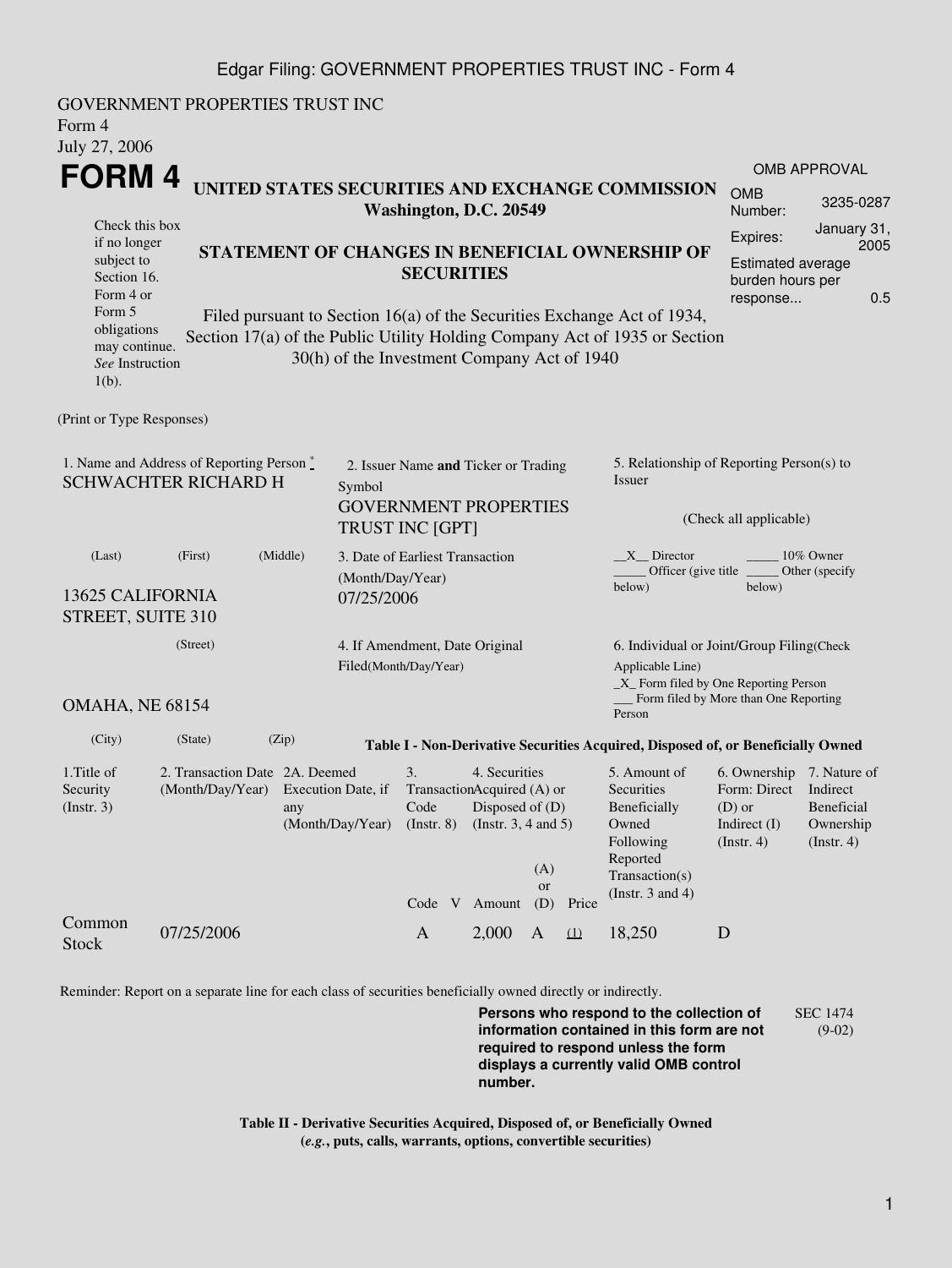GOVERNMENT PROPERTIES TRUST INC
Form 4
July 27, 2006

# FORM 4

**UNITED STATES SECURITIES AND EXCHANGE COMMISSION**
**Washington, D.C. 20549**

| OMB APPROVAL | |
|---|---|
| OMB Number: | 3235-0287 |
| Expires: | January 31, 2005 |
| Estimated average burden hours per response... | 0.5 |

Check this box if no longer subject to Section 16. Form 4 or Form 5 obligations may continue. *See* Instruction 1(b).

**STATEMENT OF CHANGES IN BENEFICIAL OWNERSHIP OF SECURITIES**

Filed pursuant to Section 16(a) of the Securities Exchange Act of 1934, Section 17(a) of the Public Utility Holding Company Act of 1935 or Section 30(h) of the Investment Company Act of 1940

(Print or Type Responses)

1. Name and Address of Reporting Person *
SCHWACHTER RICHARD H

(Last) (First) (Middle)

13625 CALIFORNIA STREET, SUITE 310

(Street)

OMAHA, NE 68154

(City) (State) (Zip)

2. Issuer Name **and** Ticker or Trading Symbol
GOVERNMENT PROPERTIES TRUST INC [GPT]

3. Date of Earliest Transaction (Month/Day/Year)
07/25/2006

4. If Amendment, Date Original Filed(Month/Day/Year)

5. Relationship of Reporting Person(s) to Issuer

(Check all applicable)

\_\_X\_\_ Director \_\_\_\_\_ 10% Owner
\_\_\_\_\_ Officer (give title below) \_\_\_\_\_ Other (specify below)

6. Individual or Joint/Group Filing(Check Applicable Line)
\_X\_ Form filed by One Reporting Person
\_\_\_ Form filed by More than One Reporting Person

**Table I - Non-Derivative Securities Acquired, Disposed of, or Beneficially Owned**

| 1.Title of Security (Instr. 3) | 2. Transaction Date (Month/Day/Year) | 2A. Deemed Execution Date, if any (Month/Day/Year) | 3. Transaction Code (Instr. 8) | | 4. Securities Acquired (A) or Disposed of (D) (Instr. 3, 4 and 5) | | | 5. Amount of Securities Beneficially Owned Following Reported Transaction(s) (Instr. 3 and 4) | 6. Ownership Form: Direct (D) or Indirect (I) (Instr. 4) | 7. Nature of Indirect Beneficial Ownership (Instr. 4) |
|---|---|---|---|---|---|---|---|---|---|---|
| | | | Code | V | Amount | (A) or (D) | Price | | | |
| Common Stock | 07/25/2006 | | A | | 2,000 | A | (1) | 18,250 | D | |

Reminder: Report on a separate line for each class of securities beneficially owned directly or indirectly.

**Persons who respond to the collection of information contained in this form are not required to respond unless the form displays a currently valid OMB control number.**

SEC 1474 (9-02)

**Table II - Derivative Securities Acquired, Disposed of, or Beneficially Owned**
**(*e.g.*, puts, calls, warrants, options, convertible securities)**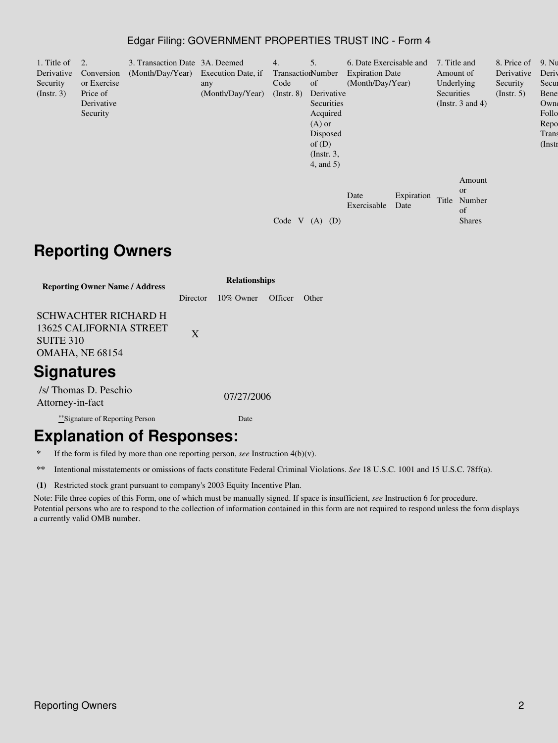| 1. Title of Derivative Security (Instr. 3) | 2. Conversion or Exercise Price of Derivative Security | 3. Transaction Date (Month/Day/Year) | 3A. Deemed Execution Date, if any (Month/Day/Year) | 4. Transaction Code (Instr. 8) | | 5. Number of Derivative Securities Acquired (A) or Disposed of (D) (Instr. 3, 4, and 5) | | 6. Date Exercisable and Expiration Date (Month/Day/Year) | | 7. Title and Amount of Underlying Securities (Instr. 3 and 4) | | 8. Price of Derivative Security (Instr. 5) | 9. Nu Deriv Secur Bene Owne Follo Repo Trans (Instr |
|---|---|---|---|---|---|---|---|---|---|---|---|---|---|
| | | | | Code | V | (A) | (D) | Date Exercisable | Expiration Date | Title | Amount or Number of Shares | | |

## Reporting Owners

| Reporting Owner Name / Address | Relationships | | | |
|---|---|---|---|---|
| | Director | 10% Owner | Officer | Other |
| SCHWACHTER RICHARD H<br>13625 CALIFORNIA STREET<br>SUITE 310<br>OMAHA, NE 68154 | X | | | |

## Signatures

| /s/ Thomas D. Peschio Attorney-in-fact | 07/27/2006 |
|---|---|
| **Signature of Reporting Person | Date |

## Explanation of Responses:

\* If the form is filed by more than one reporting person, *see* Instruction 4(b)(v).

\*\* Intentional misstatements or omissions of facts constitute Federal Criminal Violations. *See* 18 U.S.C. 1001 and 15 U.S.C. 78ff(a).

**(1)** Restricted stock grant pursuant to company's 2003 Equity Incentive Plan.

Note: File three copies of this Form, one of which must be manually signed. If space is insufficient, *see* Instruction 6 for procedure.
Potential persons who are to respond to the collection of information contained in this form are not required to respond unless the form displays a currently valid OMB number.